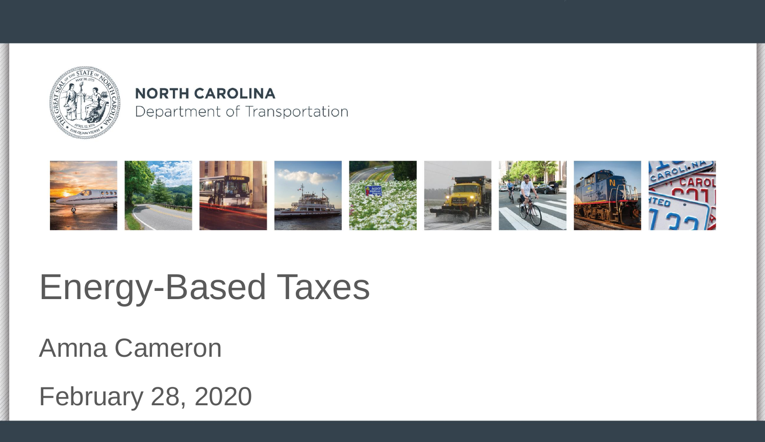**NORTH CAROLINA**
Department of Transportation

# Energy-Based Taxes

Amna Cameron

February 28, 2020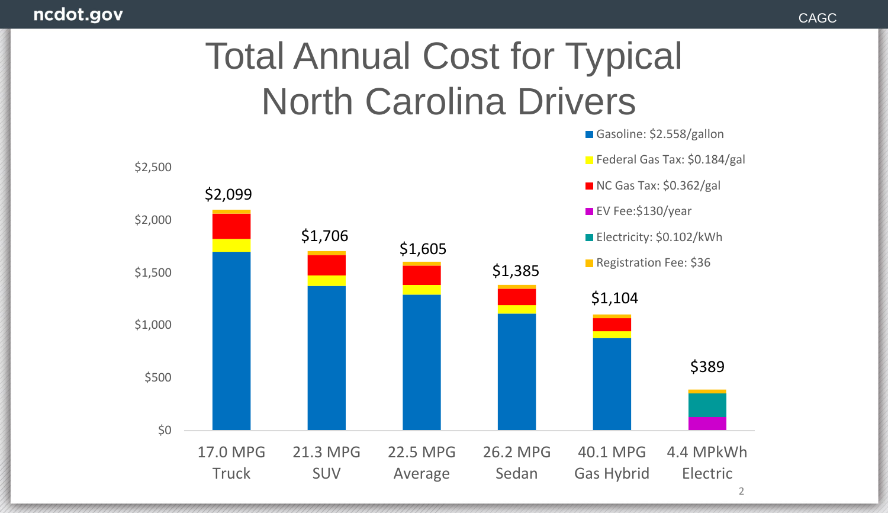# Total Annual Cost for Typical North Carolina Drivers

| Vehicle | Total Annual Cost |
|---|---|
| 17.0 MPG Truck | $2,099 |
| 21.3 MPG SUV | $1,706 |
| 22.5 MPG Average | $1,605 |
| 26.2 MPG Sedan | $1,385 |
| 40.1 MPG Gas Hybrid | $1,104 |
| 4.4 MPkWh Electric | $389 |

- Gasoline: $2.558/gallon
- Federal Gas Tax: $0.184/gal
- NC Gas Tax: $0.362/gal
- EV Fee:$130/year
- Electricity: $0.102/kWh
- Registration Fee: $36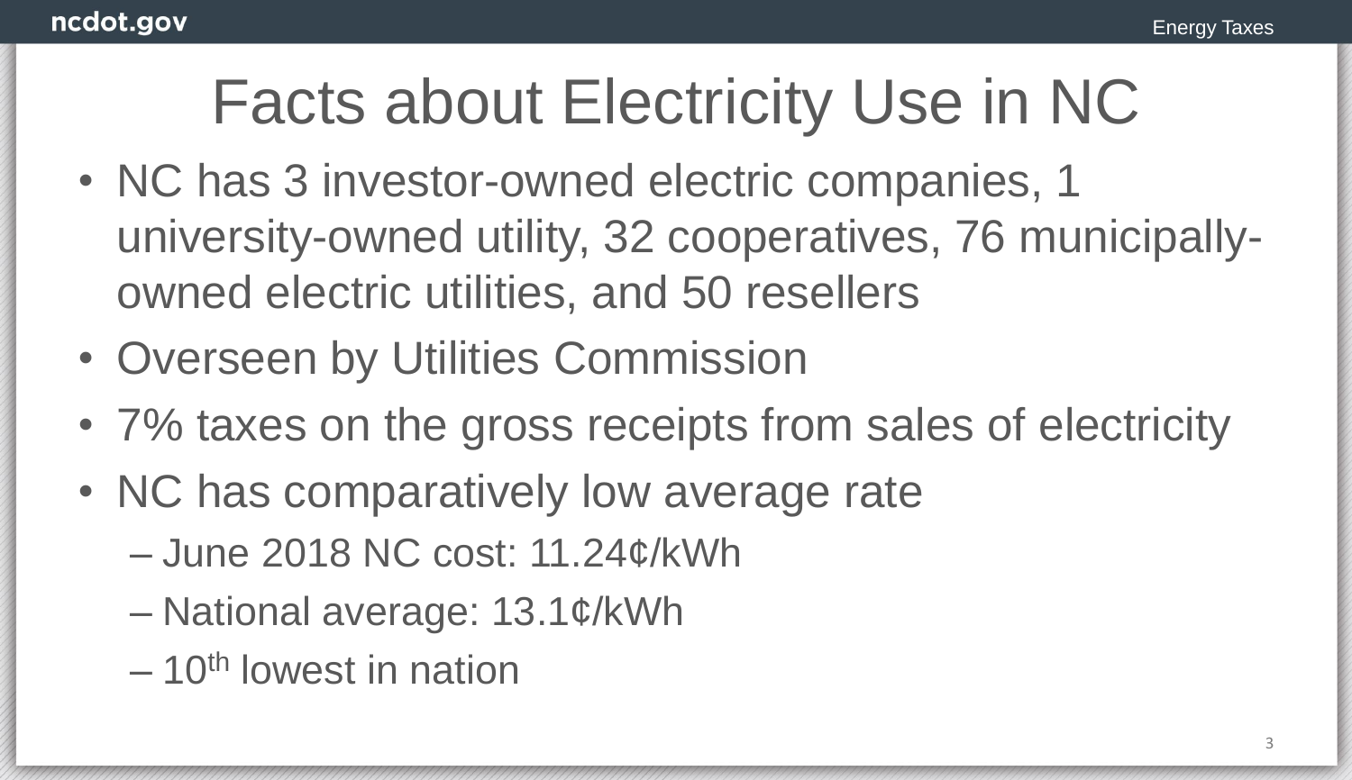# Facts about Electricity Use in NC

- NC has 3 investor-owned electric companies, 1 university-owned utility, 32 cooperatives, 76 municipally-owned electric utilities, and 50 resellers
- Overseen by Utilities Commission
- 7% taxes on the gross receipts from sales of electricity
- NC has comparatively low average rate
  - June 2018 NC cost: 11.24¢/kWh
  - National average: 13.1¢/kWh
  - 10th lowest in nation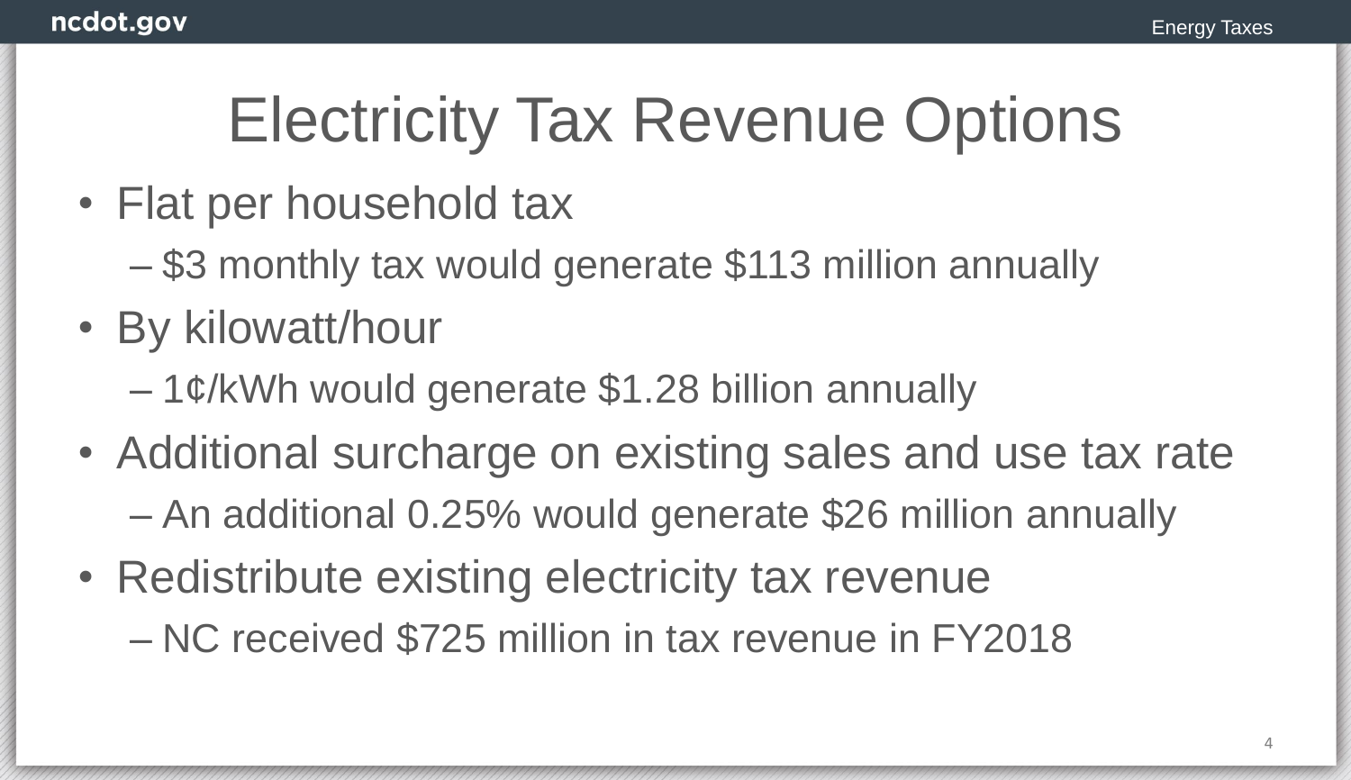# Electricity Tax Revenue Options

- Flat per household tax
  - $3 monthly tax would generate $113 million annually
- By kilowatt/hour
  - 1¢/kWh would generate $1.28 billion annually
- Additional surcharge on existing sales and use tax rate
  - An additional 0.25% would generate $26 million annually
- Redistribute existing electricity tax revenue
  - NC received $725 million in tax revenue in FY2018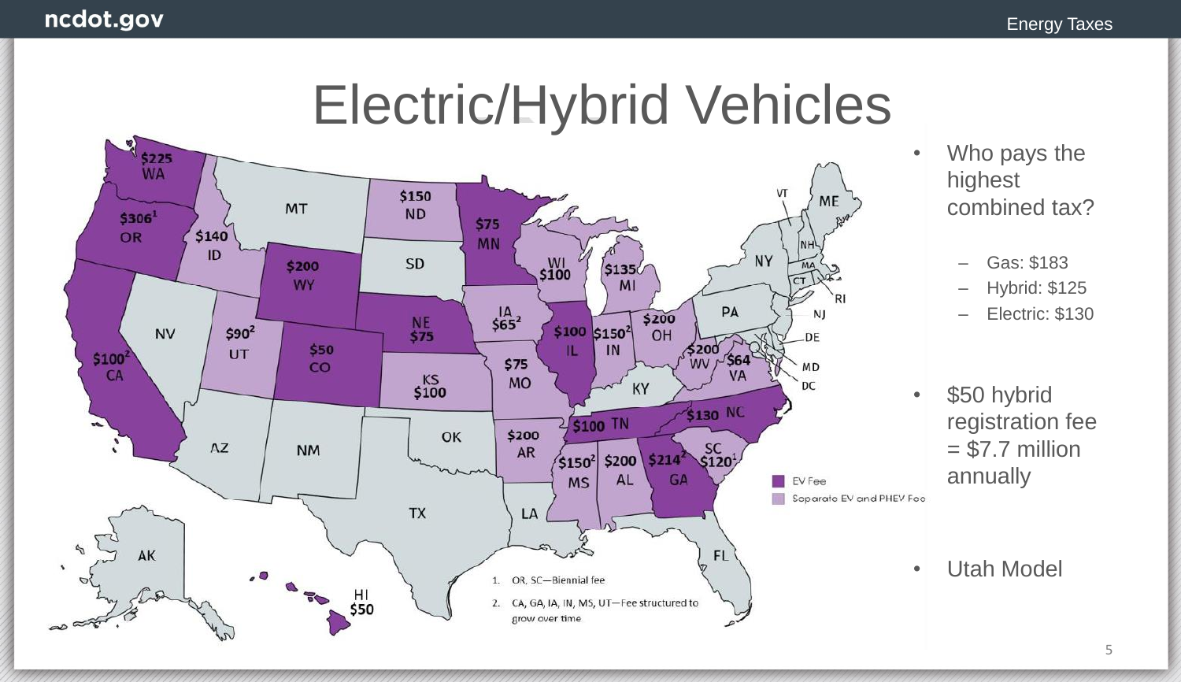# Electric/Hybrid Vehicles

| State | Fee |
| --- | --- |
| WA | $225 |
| OR | $306[1] |
| CA | $100[2] |
| ID | $140 |
| UT | $90[2] |
| WY | $200 |
| CO | $50 |
| ND | $150 |
| NE | $75 |
| KS | $100 |
| MN | $75 |
| IA | $65[2] |
| MO | $75 |
| AR | $200 |
| WI | $100 |
| IL | $100 |
| MI | $135 |
| IN | $150[2] |
| OH | $200 |
| WV | $200 |
| VA | $64 |
| TN | $100 |
| NC | $130 |
| SC | $120[1] |
| MS | $150[2] |
| AL | $200 |
| GA | $214[2] |
| HI | $50 |

EV Fee

Separate EV and PHEV Fee

1. OR, SC—Biennial fee
2. CA, GA, IA, IN, MS, UT—Fee structured to grow over time

- Who pays the highest combined tax?
  - Gas: $183
  - Hybrid: $125
  - Electric: $130
- $50 hybrid registration fee = $7.7 million annually
- Utah Model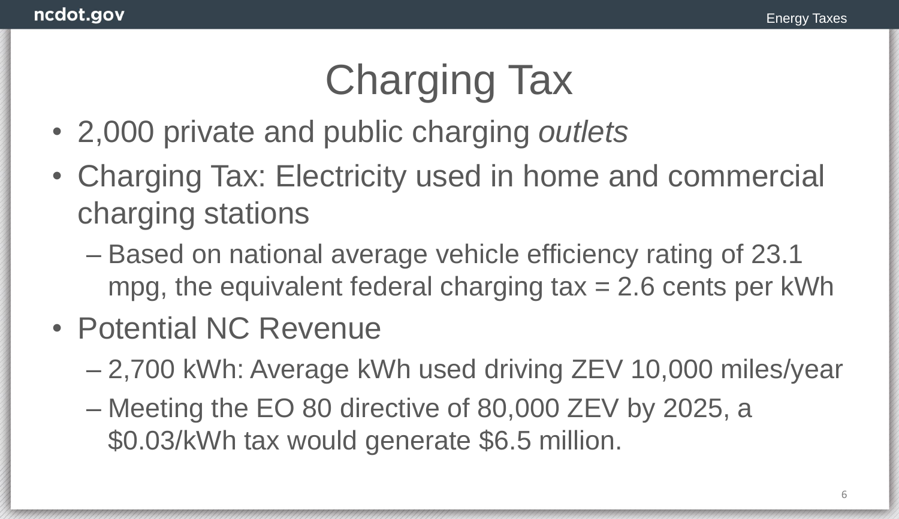# Charging Tax

- 2,000 private and public charging *outlets*
- Charging Tax: Electricity used in home and commercial charging stations
  - Based on national average vehicle efficiency rating of 23.1 mpg, the equivalent federal charging tax = 2.6 cents per kWh
- Potential NC Revenue
  - 2,700 kWh: Average kWh used driving ZEV 10,000 miles/year
  - Meeting the EO 80 directive of 80,000 ZEV by 2025, a $0.03/kWh tax would generate $6.5 million.